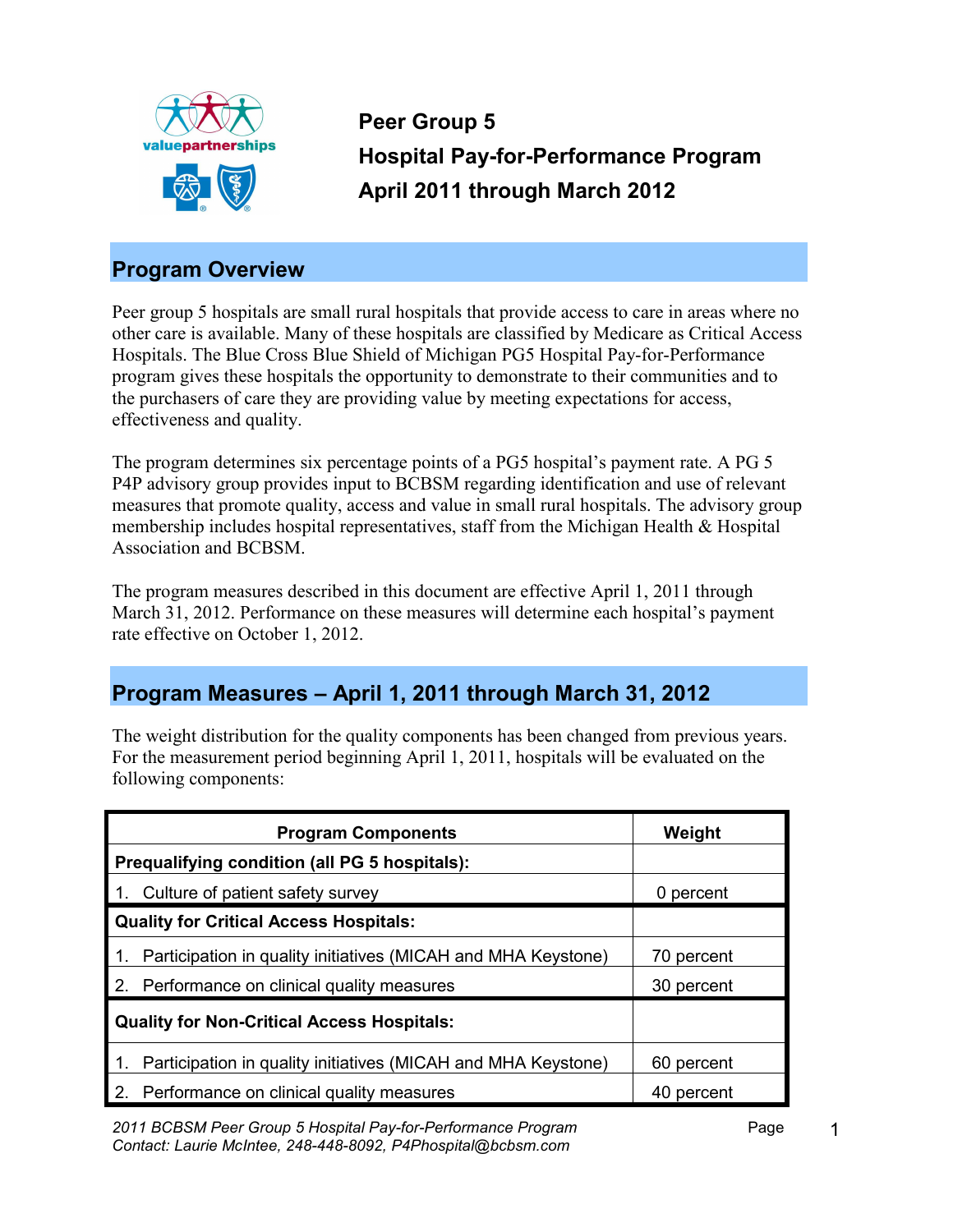# Peer Group 5
# Hospital Pay-for-Performance Program
# April 2011 through March 2012

## Program Overview

Peer group 5 hospitals are small rural hospitals that provide access to care in areas where no other care is available. Many of these hospitals are classified by Medicare as Critical Access Hospitals. The Blue Cross Blue Shield of Michigan PG5 Hospital Pay-for-Performance program gives these hospitals the opportunity to demonstrate to their communities and to the purchasers of care they are providing value by meeting expectations for access, effectiveness and quality.

The program determines six percentage points of a PG5 hospital's payment rate. A PG 5 P4P advisory group provides input to BCBSM regarding identification and use of relevant measures that promote quality, access and value in small rural hospitals. The advisory group membership includes hospital representatives, staff from the Michigan Health & Hospital Association and BCBSM.

The program measures described in this document are effective April 1, 2011 through March 31, 2012. Performance on these measures will determine each hospital's payment rate effective on October 1, 2012.

## Program Measures – April 1, 2011 through March 31, 2012

The weight distribution for the quality components has been changed from previous years. For the measurement period beginning April 1, 2011, hospitals will be evaluated on the following components:

| Program Components | Weight |
|---|---|
| **Prequalifying condition (all PG 5 hospitals):** | |
| 1. Culture of patient safety survey | 0 percent |
| **Quality for Critical Access Hospitals:** | |
| 1. Participation in quality initiatives (MICAH and MHA Keystone) | 70 percent |
| 2. Performance on clinical quality measures | 30 percent |
| **Quality for Non-Critical Access Hospitals:** | |
| 1. Participation in quality initiatives (MICAH and MHA Keystone) | 60 percent |
| 2. Performance on clinical quality measures | 40 percent |

*2011 BCBSM Peer Group 5 Hospital Pay-for-Performance Program*
*Contact: Laurie McIntee, 248-448-8092, P4Phospital@bcbsm.com*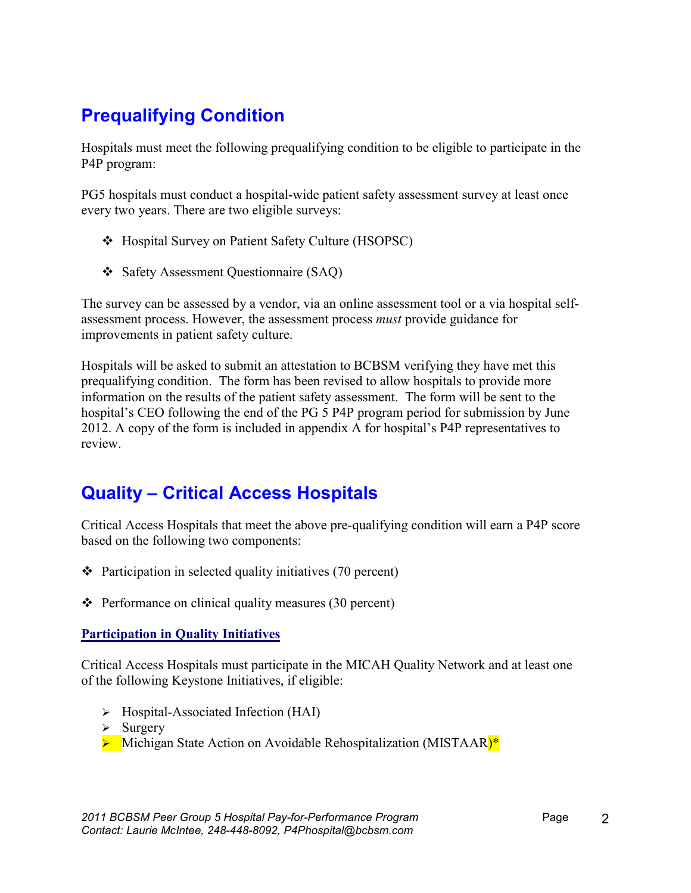## Prequalifying Condition

Hospitals must meet the following prequalifying condition to be eligible to participate in the P4P program:

PG5 hospitals must conduct a hospital-wide patient safety assessment survey at least once every two years. There are two eligible surveys:

- Hospital Survey on Patient Safety Culture (HSOPSC)
- Safety Assessment Questionnaire (SAQ)

The survey can be assessed by a vendor, via an online assessment tool or a via hospital self-assessment process. However, the assessment process *must* provide guidance for improvements in patient safety culture.

Hospitals will be asked to submit an attestation to BCBSM verifying they have met this prequalifying condition. The form has been revised to allow hospitals to provide more information on the results of the patient safety assessment. The form will be sent to the hospital's CEO following the end of the PG 5 P4P program period for submission by June 2012. A copy of the form is included in appendix A for hospital's P4P representatives to review.

## Quality – Critical Access Hospitals

Critical Access Hospitals that meet the above pre-qualifying condition will earn a P4P score based on the following two components:

- Participation in selected quality initiatives (70 percent)
- Performance on clinical quality measures (30 percent)

### Participation in Quality Initiatives

Critical Access Hospitals must participate in the MICAH Quality Network and at least one of the following Keystone Initiatives, if eligible:

- Hospital-Associated Infection (HAI)
- Surgery
- Michigan State Action on Avoidable Rehospitalization (MISTAAR)*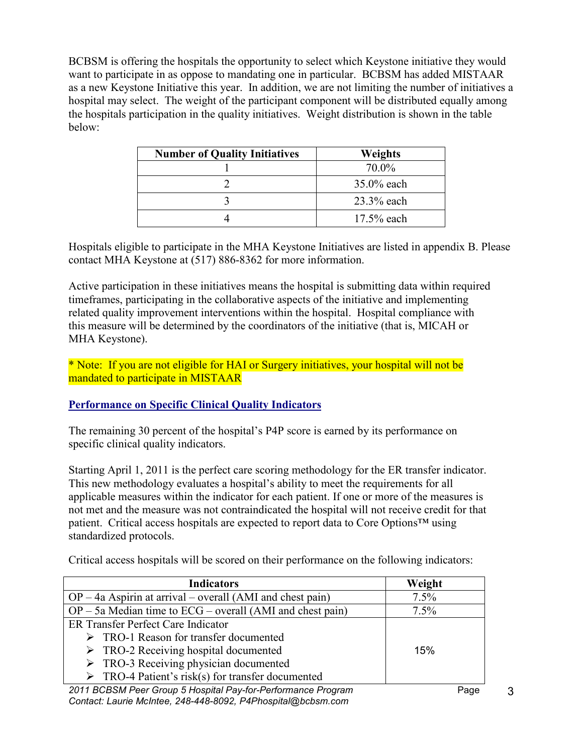BCBSM is offering the hospitals the opportunity to select which Keystone initiative they would want to participate in as oppose to mandating one in particular. BCBSM has added MISTAAR as a new Keystone Initiative this year. In addition, we are not limiting the number of initiatives a hospital may select. The weight of the participant component will be distributed equally among the hospitals participation in the quality initiatives. Weight distribution is shown in the table below:

| Number of Quality Initiatives | Weights |
|---|---|
| 1 | 70.0% |
| 2 | 35.0% each |
| 3 | 23.3% each |
| 4 | 17.5% each |

Hospitals eligible to participate in the MHA Keystone Initiatives are listed in appendix B. Please contact MHA Keystone at (517) 886-8362 for more information.

Active participation in these initiatives means the hospital is submitting data within required timeframes, participating in the collaborative aspects of the initiative and implementing related quality improvement interventions within the hospital. Hospital compliance with this measure will be determined by the coordinators of the initiative (that is, MICAH or MHA Keystone).

* Note: If you are not eligible for HAI or Surgery initiatives, your hospital will not be mandated to participate in MISTAAR

## Performance on Specific Clinical Quality Indicators

The remaining 30 percent of the hospital's P4P score is earned by its performance on specific clinical quality indicators.

Starting April 1, 2011 is the perfect care scoring methodology for the ER transfer indicator. This new methodology evaluates a hospital's ability to meet the requirements for all applicable measures within the indicator for each patient. If one or more of the measures is not met and the measure was not contraindicated the hospital will not receive credit for that patient. Critical access hospitals are expected to report data to Core Options™ using standardized protocols.

Critical access hospitals will be scored on their performance on the following indicators:

| Indicators | Weight |
|---|---|
| OP – 4a Aspirin at arrival – overall (AMI and chest pain) | 7.5% |
| OP – 5a Median time to ECG – overall (AMI and chest pain) | 7.5% |
| ER Transfer Perfect Care Indicator<br>➢ TRO-1 Reason for transfer documented<br>➢ TRO-2 Receiving hospital documented<br>➢ TRO-3 Receiving physician documented<br>➢ TRO-4 Patient's risk(s) for transfer documented | 15% |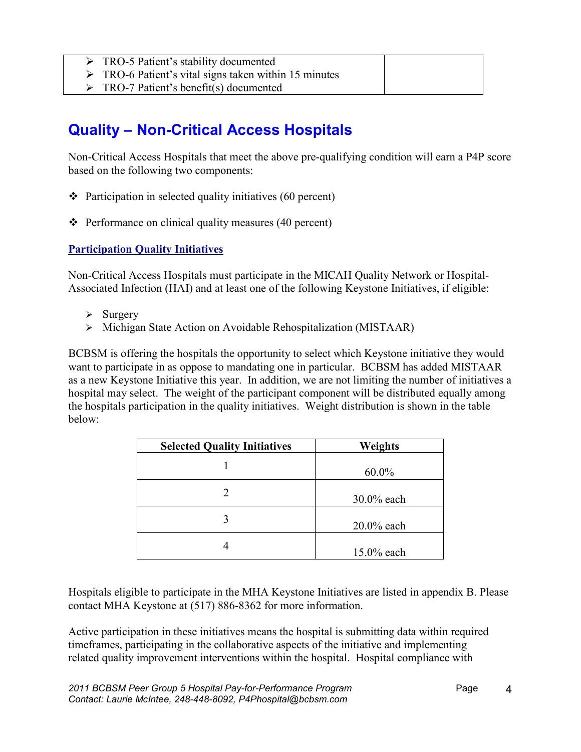| | |
|---|---|
| ➢ TRO-5 Patient's stability documented<br>➢ TRO-6 Patient's vital signs taken within 15 minutes<br>➢ TRO-7 Patient's benefit(s) documented | |

## Quality – Non-Critical Access Hospitals

Non-Critical Access Hospitals that meet the above pre-qualifying condition will earn a P4P score based on the following two components:

- ❖ Participation in selected quality initiatives (60 percent)
- ❖ Performance on clinical quality measures (40 percent)

### Participation Quality Initiatives

Non-Critical Access Hospitals must participate in the MICAH Quality Network or Hospital-Associated Infection (HAI) and at least one of the following Keystone Initiatives, if eligible:

- ➢ Surgery
- ➢ Michigan State Action on Avoidable Rehospitalization (MISTAAR)

BCBSM is offering the hospitals the opportunity to select which Keystone initiative they would want to participate in as oppose to mandating one in particular. BCBSM has added MISTAAR as a new Keystone Initiative this year. In addition, we are not limiting the number of initiatives a hospital may select. The weight of the participant component will be distributed equally among the hospitals participation in the quality initiatives. Weight distribution is shown in the table below:

| Selected Quality Initiatives | Weights |
|---|---|
| 1 | 60.0% |
| 2 | 30.0% each |
| 3 | 20.0% each |
| 4 | 15.0% each |

Hospitals eligible to participate in the MHA Keystone Initiatives are listed in appendix B. Please contact MHA Keystone at (517) 886-8362 for more information.

Active participation in these initiatives means the hospital is submitting data within required timeframes, participating in the collaborative aspects of the initiative and implementing related quality improvement interventions within the hospital. Hospital compliance with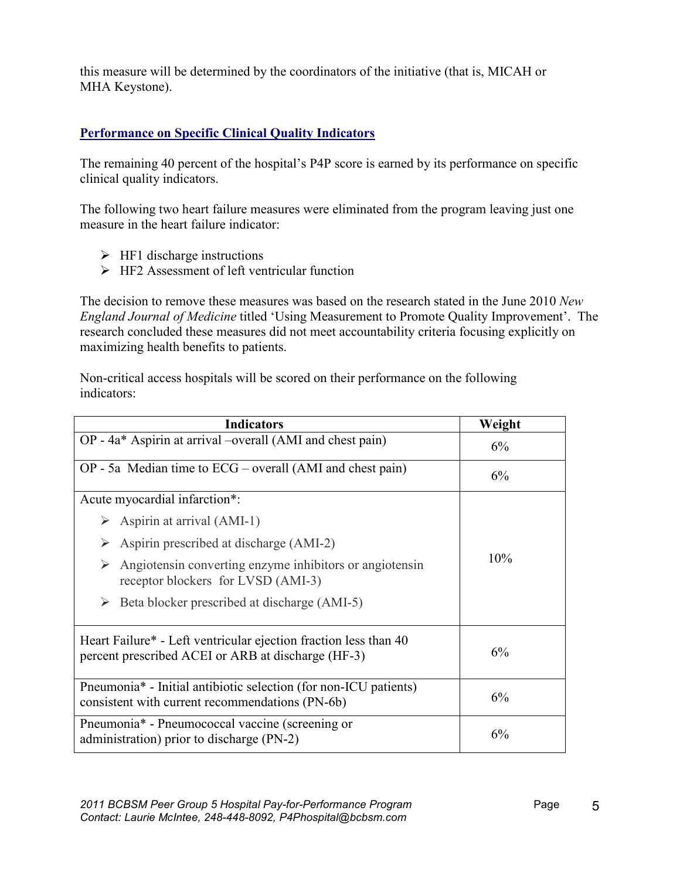this measure will be determined by the coordinators of the initiative (that is, MICAH or MHA Keystone).

## Performance on Specific Clinical Quality Indicators

The remaining 40 percent of the hospital's P4P score is earned by its performance on specific clinical quality indicators.

The following two heart failure measures were eliminated from the program leaving just one measure in the heart failure indicator:

- HF1 discharge instructions
- HF2 Assessment of left ventricular function

The decision to remove these measures was based on the research stated in the June 2010 *New England Journal of Medicine* titled 'Using Measurement to Promote Quality Improvement'. The research concluded these measures did not meet accountability criteria focusing explicitly on maximizing health benefits to patients.

Non-critical access hospitals will be scored on their performance on the following indicators:

| Indicators | Weight |
|---|---|
| OP - 4a* Aspirin at arrival –overall (AMI and chest pain) | 6% |
| OP - 5a Median time to ECG – overall (AMI and chest pain) | 6% |
| Acute myocardial infarction*:<br>➢ Aspirin at arrival (AMI-1)<br>➢ Aspirin prescribed at discharge (AMI-2)<br>➢ Angiotensin converting enzyme inhibitors or angiotensin receptor blockers for LVSD (AMI-3)<br>➢ Beta blocker prescribed at discharge (AMI-5) | 10% |
| Heart Failure* - Left ventricular ejection fraction less than 40 percent prescribed ACEI or ARB at discharge (HF-3) | 6% |
| Pneumonia* - Initial antibiotic selection (for non-ICU patients) consistent with current recommendations (PN-6b) | 6% |
| Pneumonia* - Pneumococcal vaccine (screening or administration) prior to discharge (PN-2) | 6% |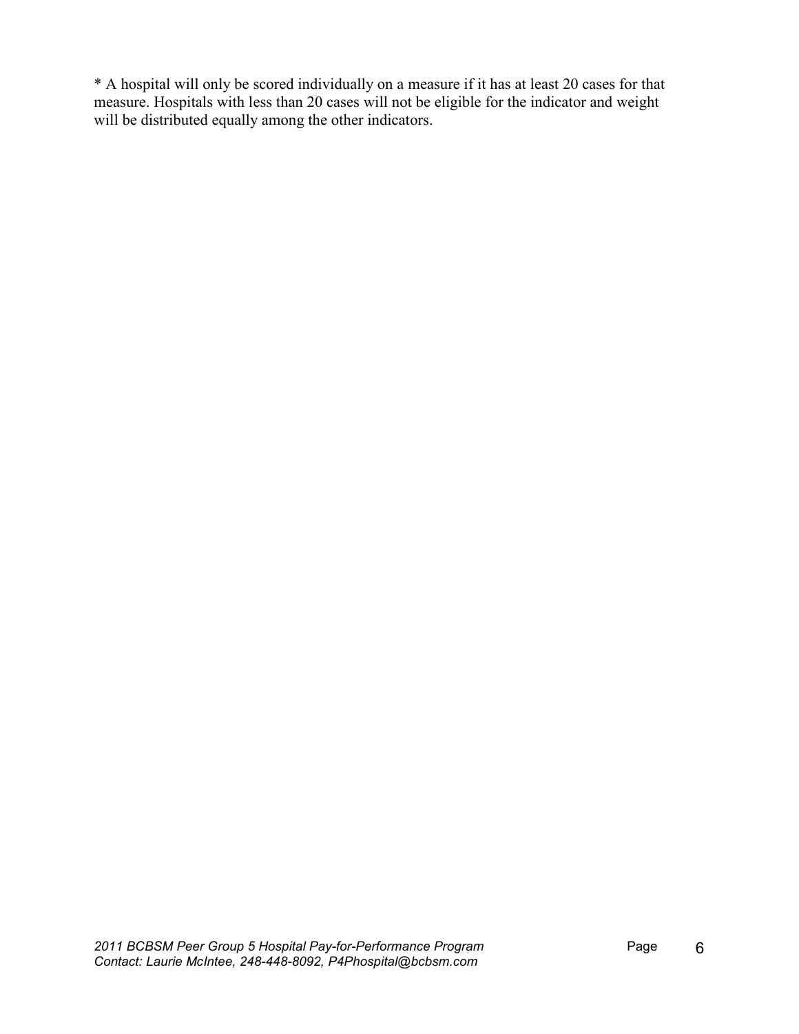* A hospital will only be scored individually on a measure if it has at least 20 cases for that measure. Hospitals with less than 20 cases will not be eligible for the indicator and weight will be distributed equally among the other indicators.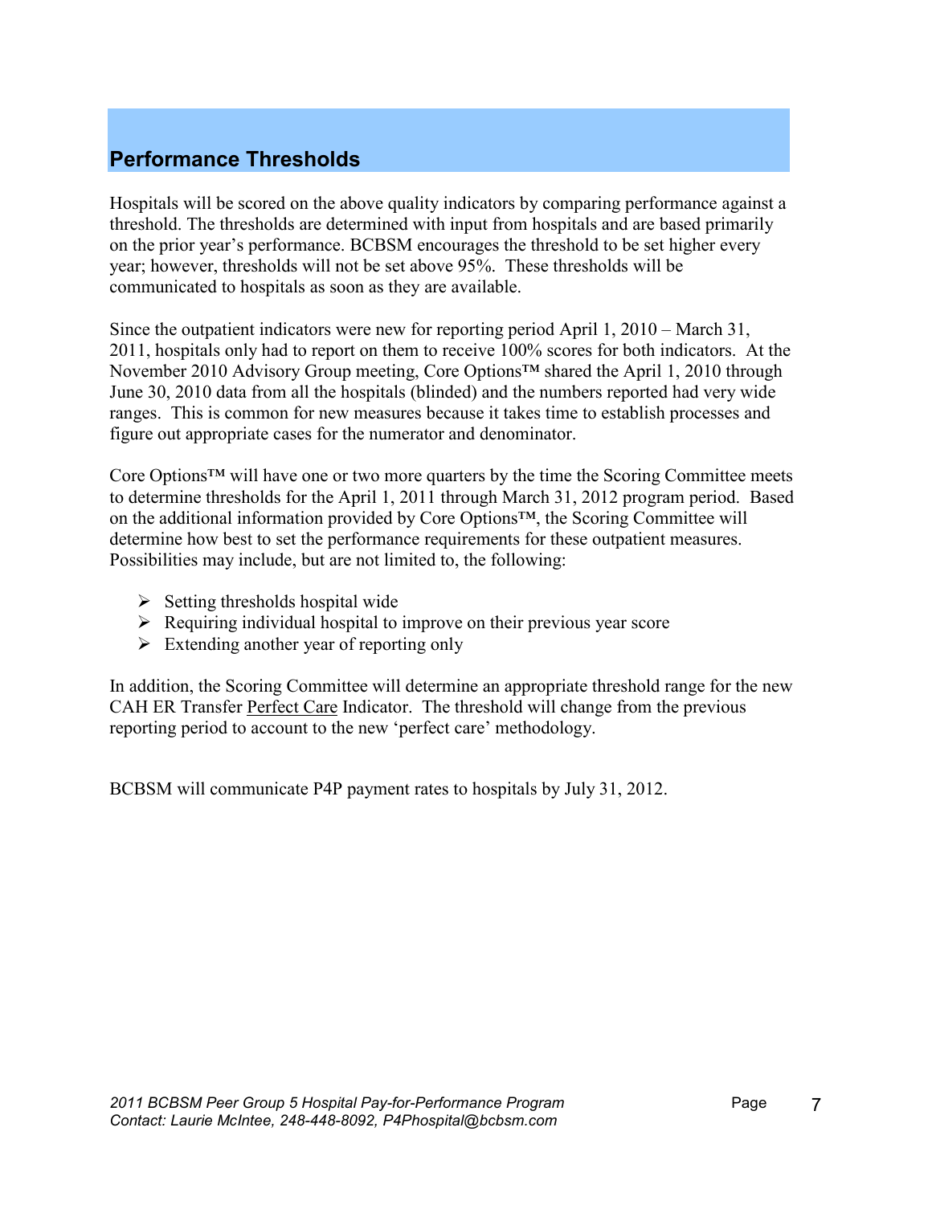## Performance Thresholds

Hospitals will be scored on the above quality indicators by comparing performance against a threshold. The thresholds are determined with input from hospitals and are based primarily on the prior year's performance. BCBSM encourages the threshold to be set higher every year; however, thresholds will not be set above 95%. These thresholds will be communicated to hospitals as soon as they are available.

Since the outpatient indicators were new for reporting period April 1, 2010 – March 31, 2011, hospitals only had to report on them to receive 100% scores for both indicators. At the November 2010 Advisory Group meeting, Core Options™ shared the April 1, 2010 through June 30, 2010 data from all the hospitals (blinded) and the numbers reported had very wide ranges. This is common for new measures because it takes time to establish processes and figure out appropriate cases for the numerator and denominator.

Core Options™ will have one or two more quarters by the time the Scoring Committee meets to determine thresholds for the April 1, 2011 through March 31, 2012 program period. Based on the additional information provided by Core Options™, the Scoring Committee will determine how best to set the performance requirements for these outpatient measures. Possibilities may include, but are not limited to, the following:

- Setting thresholds hospital wide
- Requiring individual hospital to improve on their previous year score
- Extending another year of reporting only

In addition, the Scoring Committee will determine an appropriate threshold range for the new CAH ER Transfer Perfect Care Indicator. The threshold will change from the previous reporting period to account to the new 'perfect care' methodology.

BCBSM will communicate P4P payment rates to hospitals by July 31, 2012.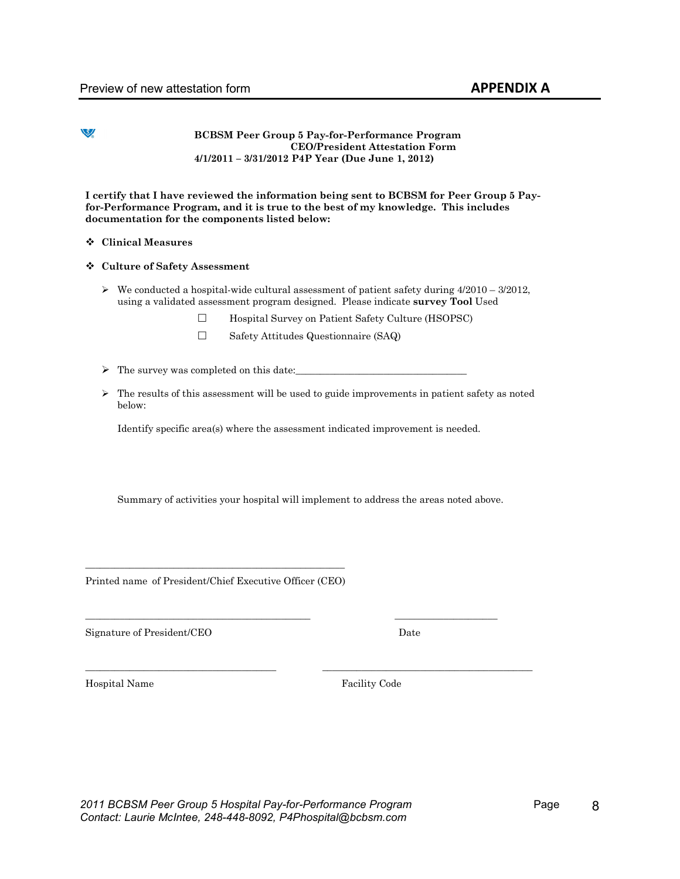Preview of new attestation form **APPENDIX A**

**BCBSM Peer Group 5 Pay-for-Performance Program**
**CEO/President Attestation Form**
**4/1/2011 – 3/31/2012 P4P Year (Due June 1, 2012)**

**I certify that I have reviewed the information being sent to BCBSM for Peer Group 5 Pay-for-Performance Program, and it is true to the best of my knowledge. This includes documentation for the components listed below:**

- **Clinical Measures**
- **Culture of Safety Assessment**
  - We conducted a hospital-wide cultural assessment of patient safety during 4/2010 – 3/2012, using a validated assessment program designed. Please indicate **survey Tool** Used
    - ☐ Hospital Survey on Patient Safety Culture (HSOPSC)
    - ☐ Safety Attitudes Questionnaire (SAQ)
  - The survey was completed on this date:___________________________________
  - The results of this assessment will be used to guide improvements in patient safety as noted below:

    Identify specific area(s) where the assessment indicated improvement is needed.

    Summary of activities your hospital will implement to address the areas noted above.

_____________________________________________________

Printed name of President/Chief Executive Officer (CEO)

______________________________________________ ____________________

Signature of President/CEO Date

_____________________________________ ________________________________________

Hospital Name Facility Code

*2011 BCBSM Peer Group 5 Hospital Pay-for-Performance Program*
*Contact: Laurie McIntee, 248-448-8092, P4Phospital@bcbsm.com*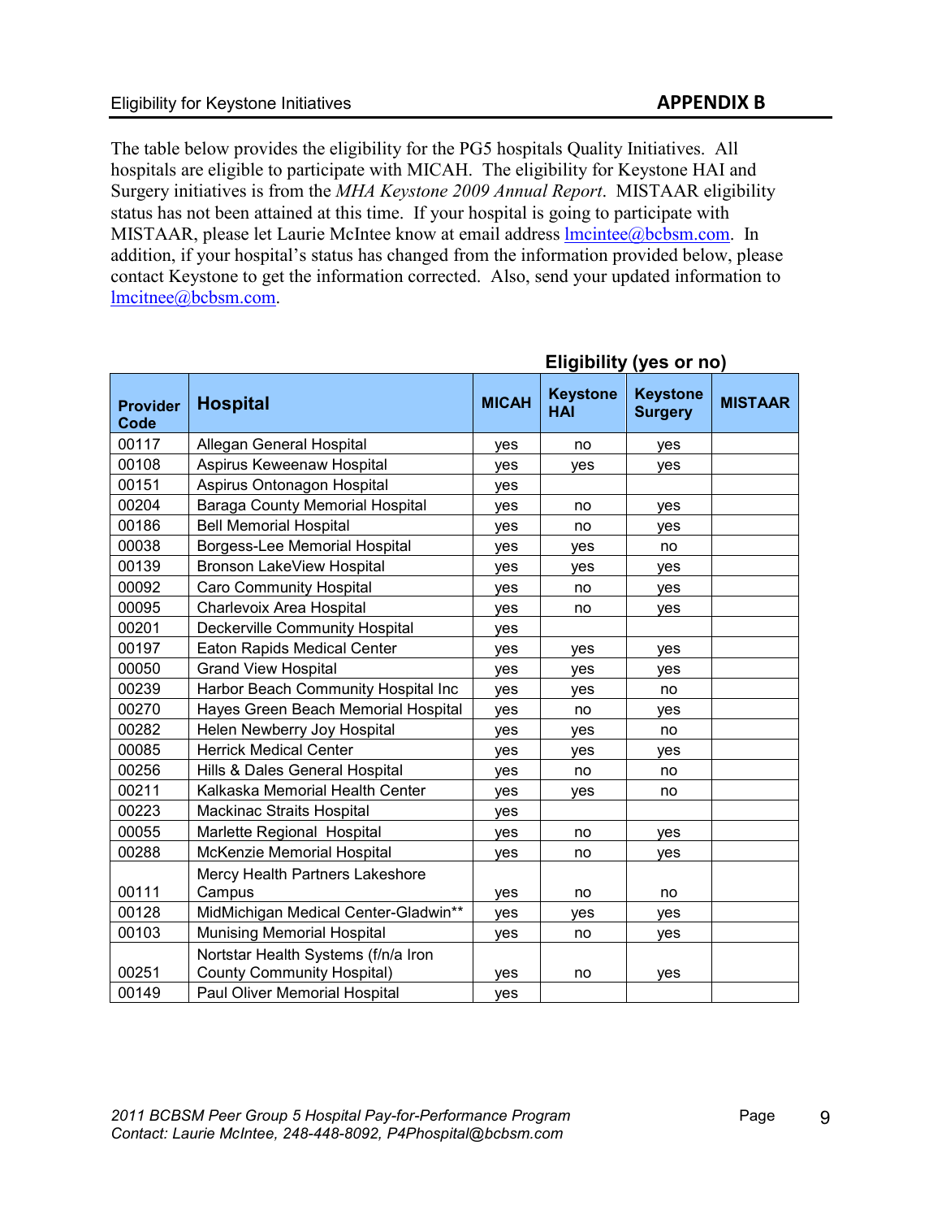## APPENDIX B

The table below provides the eligibility for the PG5 hospitals Quality Initiatives. All hospitals are eligible to participate with MICAH. The eligibility for Keystone HAI and Surgery initiatives is from the *MHA Keystone 2009 Annual Report*. MISTAAR eligibility status has not been attained at this time. If your hospital is going to participate with MISTAAR, please let Laurie McIntee know at email address lmcintee@bcbsm.com. In addition, if your hospital's status has changed from the information provided below, please contact Keystone to get the information corrected. Also, send your updated information to lmcitnee@bcbsm.com.

**Eligibility (yes or no)**

| Provider Code | Hospital | MICAH | Keystone HAI | Keystone Surgery | MISTAAR |
|---|---|---|---|---|---|
| 00117 | Allegan General Hospital | yes | no | yes | |
| 00108 | Aspirus Keweenaw Hospital | yes | yes | yes | |
| 00151 | Aspirus Ontonagon Hospital | yes | | | |
| 00204 | Baraga County Memorial Hospital | yes | no | yes | |
| 00186 | Bell Memorial Hospital | yes | no | yes | |
| 00038 | Borgess-Lee Memorial Hospital | yes | yes | no | |
| 00139 | Bronson LakeView Hospital | yes | yes | yes | |
| 00092 | Caro Community Hospital | yes | no | yes | |
| 00095 | Charlevoix Area Hospital | yes | no | yes | |
| 00201 | Deckerville Community Hospital | yes | | | |
| 00197 | Eaton Rapids Medical Center | yes | yes | yes | |
| 00050 | Grand View Hospital | yes | yes | yes | |
| 00239 | Harbor Beach Community Hospital Inc | yes | yes | no | |
| 00270 | Hayes Green Beach Memorial Hospital | yes | no | yes | |
| 00282 | Helen Newberry Joy Hospital | yes | yes | no | |
| 00085 | Herrick Medical Center | yes | yes | yes | |
| 00256 | Hills & Dales General Hospital | yes | no | no | |
| 00211 | Kalkaska Memorial Health Center | yes | yes | no | |
| 00223 | Mackinac Straits Hospital | yes | | | |
| 00055 | Marlette Regional Hospital | yes | no | yes | |
| 00288 | McKenzie Memorial Hospital | yes | no | yes | |
| 00111 | Mercy Health Partners Lakeshore Campus | yes | no | no | |
| 00128 | MidMichigan Medical Center-Gladwin** | yes | yes | yes | |
| 00103 | Munising Memorial Hospital | yes | no | yes | |
| 00251 | Nortstar Health Systems (f/n/a Iron County Community Hospital) | yes | no | yes | |
| 00149 | Paul Oliver Memorial Hospital | yes | | | |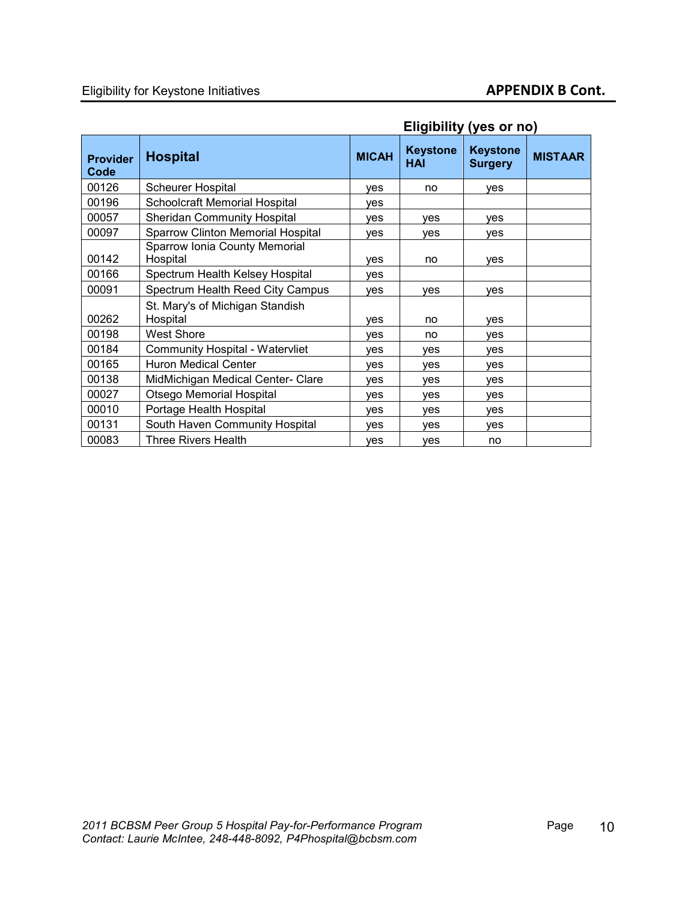| Provider Code | Hospital | MICAH | Keystone HAI | Keystone Surgery | MISTAAR |
|---|---|---|---|---|---|
| | | Eligibility (yes or no) | | | |
| 00126 | Scheurer Hospital | yes | no | yes | |
| 00196 | Schoolcraft Memorial Hospital | yes | | | |
| 00057 | Sheridan Community Hospital | yes | yes | yes | |
| 00097 | Sparrow Clinton Memorial Hospital | yes | yes | yes | |
| 00142 | Sparrow Ionia County Memorial Hospital | yes | no | yes | |
| 00166 | Spectrum Health Kelsey Hospital | yes | | | |
| 00091 | Spectrum Health Reed City Campus | yes | yes | yes | |
| 00262 | St. Mary's of Michigan Standish Hospital | yes | no | yes | |
| 00198 | West Shore | yes | no | yes | |
| 00184 | Community Hospital - Watervliet | yes | yes | yes | |
| 00165 | Huron Medical Center | yes | yes | yes | |
| 00138 | MidMichigan Medical Center- Clare | yes | yes | yes | |
| 00027 | Otsego Memorial Hospital | yes | yes | yes | |
| 00010 | Portage Health Hospital | yes | yes | yes | |
| 00131 | South Haven Community Hospital | yes | yes | yes | |
| 00083 | Three Rivers Health | yes | yes | no | |